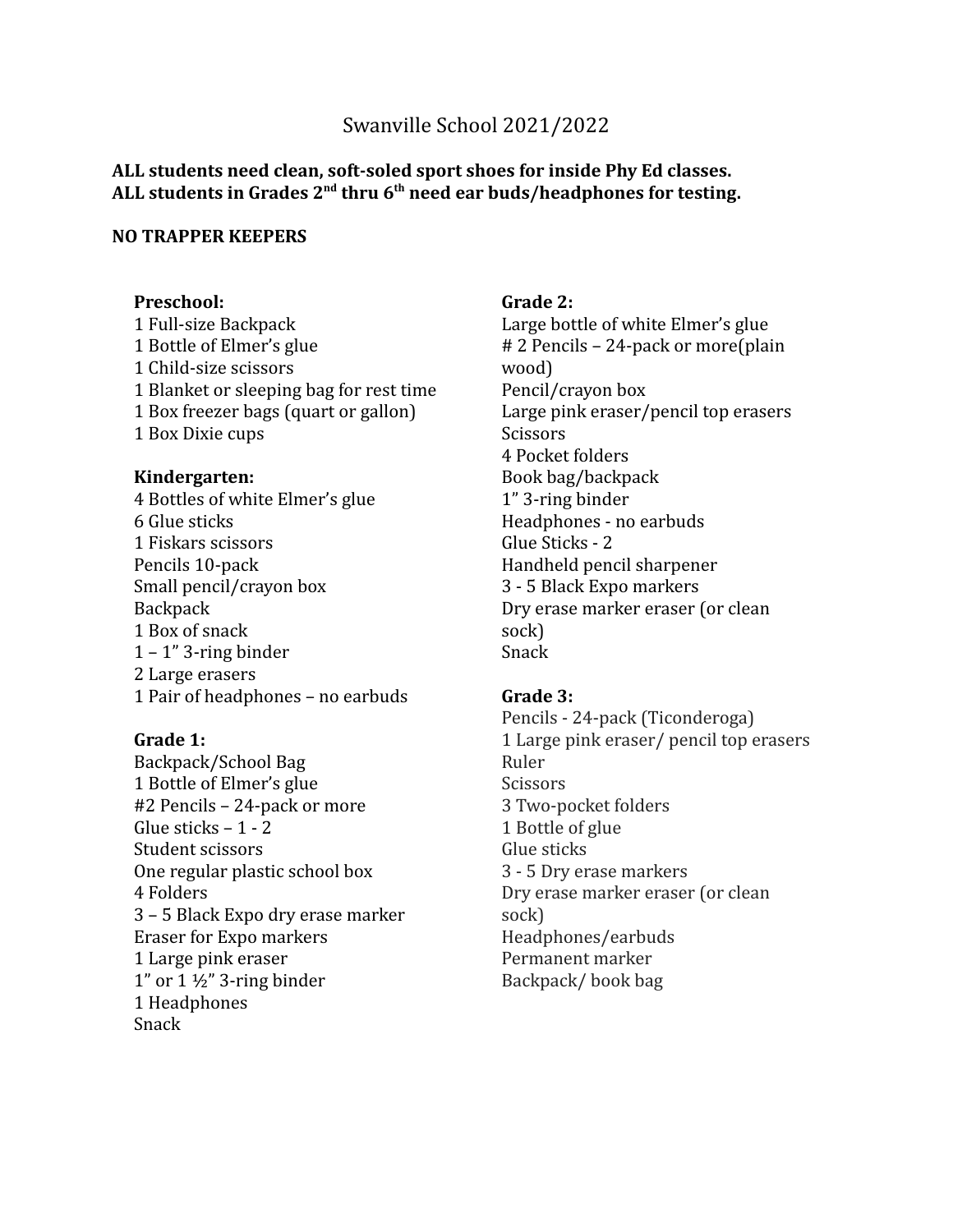# Swanville School 2021/2022

**ALL students need clean, soft-soled sport shoes for inside Phy Ed classes.**
**ALL students in Grades 2nd thru 6th need ear buds/headphones for testing.**

**NO TRAPPER KEEPERS**

**Preschool:**

1 Full-size Backpack
1 Bottle of Elmer's glue
1 Child-size scissors
1 Blanket or sleeping bag for rest time
1 Box freezer bags (quart or gallon)
1 Box Dixie cups

**Kindergarten:**

4 Bottles of white Elmer's glue
6 Glue sticks
1 Fiskars scissors
Pencils 10-pack
Small pencil/crayon box
Backpack
1 Box of snack
1 – 1" 3-ring binder
2 Large erasers
1 Pair of headphones – no earbuds

**Grade 1:**

Backpack/School Bag
1 Bottle of Elmer's glue
#2 Pencils – 24-pack or more
Glue sticks – 1 - 2
Student scissors
One regular plastic school box
4 Folders
3 – 5 Black Expo dry erase marker
Eraser for Expo markers
1 Large pink eraser
1" or 1 ½" 3-ring binder
1 Headphones
Snack

**Grade 2:**

Large bottle of white Elmer's glue
# 2 Pencils – 24-pack or more(plain wood)
Pencil/crayon box
Large pink eraser/pencil top erasers
Scissors
4 Pocket folders
Book bag/backpack
1" 3-ring binder
Headphones - no earbuds
Glue Sticks - 2
Handheld pencil sharpener
3 - 5 Black Expo markers
Dry erase marker eraser (or clean sock)
Snack

**Grade 3:**

Pencils - 24-pack (Ticonderoga)
1 Large pink eraser/ pencil top erasers
Ruler
Scissors
3 Two-pocket folders
1 Bottle of glue
Glue sticks
3 - 5 Dry erase markers
Dry erase marker eraser (or clean sock)
Headphones/earbuds
Permanent marker
Backpack/ book bag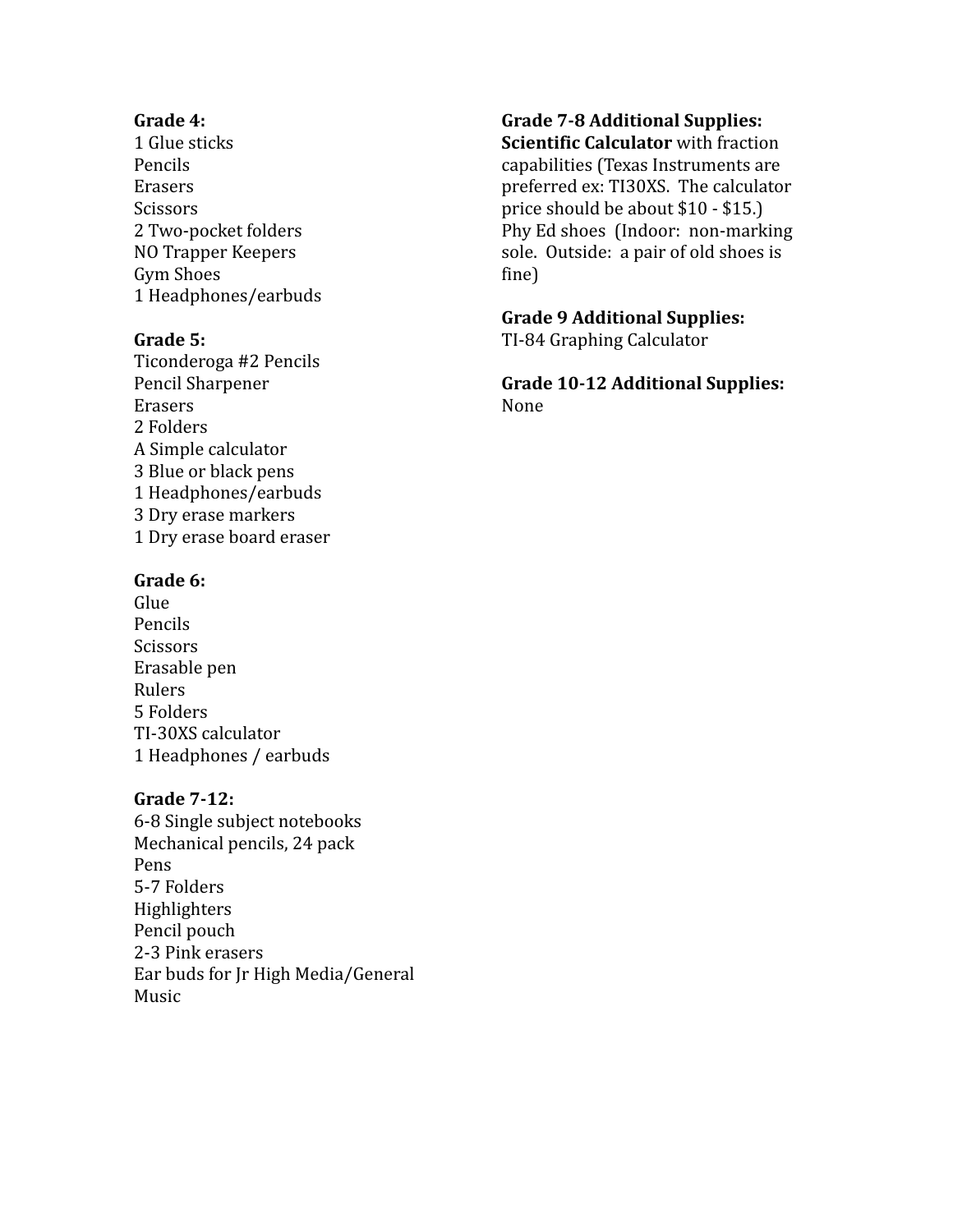**Grade 4:**

1 Glue sticks
Pencils
Erasers
Scissors
2 Two-pocket folders
NO Trapper Keepers
Gym Shoes
1 Headphones/earbuds

**Grade 5:**

Ticonderoga #2 Pencils
Pencil Sharpener
Erasers
2 Folders
A Simple calculator
3 Blue or black pens
1 Headphones/earbuds
3 Dry erase markers
1 Dry erase board eraser

**Grade 6:**

Glue
Pencils
Scissors
Erasable pen
Rulers
5 Folders
TI-30XS calculator
1 Headphones / earbuds

**Grade 7-12:**

6-8 Single subject notebooks
Mechanical pencils, 24 pack
Pens
5-7 Folders
Highlighters
Pencil pouch
2-3 Pink erasers
Ear buds for Jr High Media/General Music

**Grade 7-8 Additional Supplies:**

**Scientific Calculator** with fraction capabilities (Texas Instruments are preferred ex: TI30XS. The calculator price should be about $10 - $15.)
Phy Ed shoes (Indoor: non-marking sole. Outside: a pair of old shoes is fine)

**Grade 9 Additional Supplies:**

TI-84 Graphing Calculator

**Grade 10-12 Additional Supplies:**

None